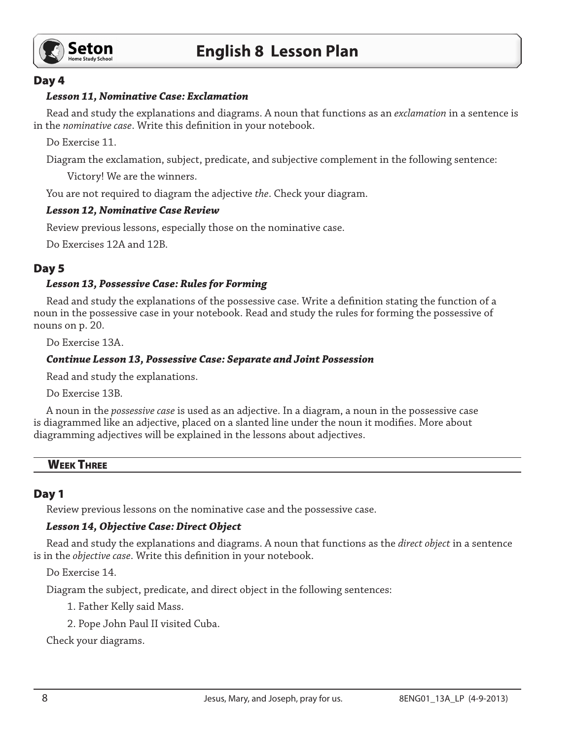## Day 4

***Lesson 11, Nominative Case: Exclamation***

Read and study the explanations and diagrams. A noun that functions as an *exclamation* in a sentence is in the *nominative case*. Write this definition in your notebook.

Do Exercise 11.

Diagram the exclamation, subject, predicate, and subjective complement in the following sentence:

Victory! We are the winners.

You are not required to diagram the adjective *the*. Check your diagram.

***Lesson 12, Nominative Case Review***

Review previous lessons, especially those on the nominative case.

Do Exercises 12A and 12B.

## Day 5

***Lesson 13, Possessive Case: Rules for Forming***

Read and study the explanations of the possessive case. Write a definition stating the function of a noun in the possessive case in your notebook. Read and study the rules for forming the possessive of nouns on p. 20.

Do Exercise 13A.

***Continue Lesson 13, Possessive Case: Separate and Joint Possession***

Read and study the explanations.

Do Exercise 13B.

A noun in the *possessive case* is used as an adjective. In a diagram, a noun in the possessive case is diagrammed like an adjective, placed on a slanted line under the noun it modifies. More about diagramming adjectives will be explained in the lessons about adjectives.

# Week Three

## Day 1

Review previous lessons on the nominative case and the possessive case.

***Lesson 14, Objective Case: Direct Object***

Read and study the explanations and diagrams. A noun that functions as the *direct object* in a sentence is in the *objective case*. Write this definition in your notebook.

Do Exercise 14.

Diagram the subject, predicate, and direct object in the following sentences:

1. Father Kelly said Mass.
2. Pope John Paul II visited Cuba.

Check your diagrams.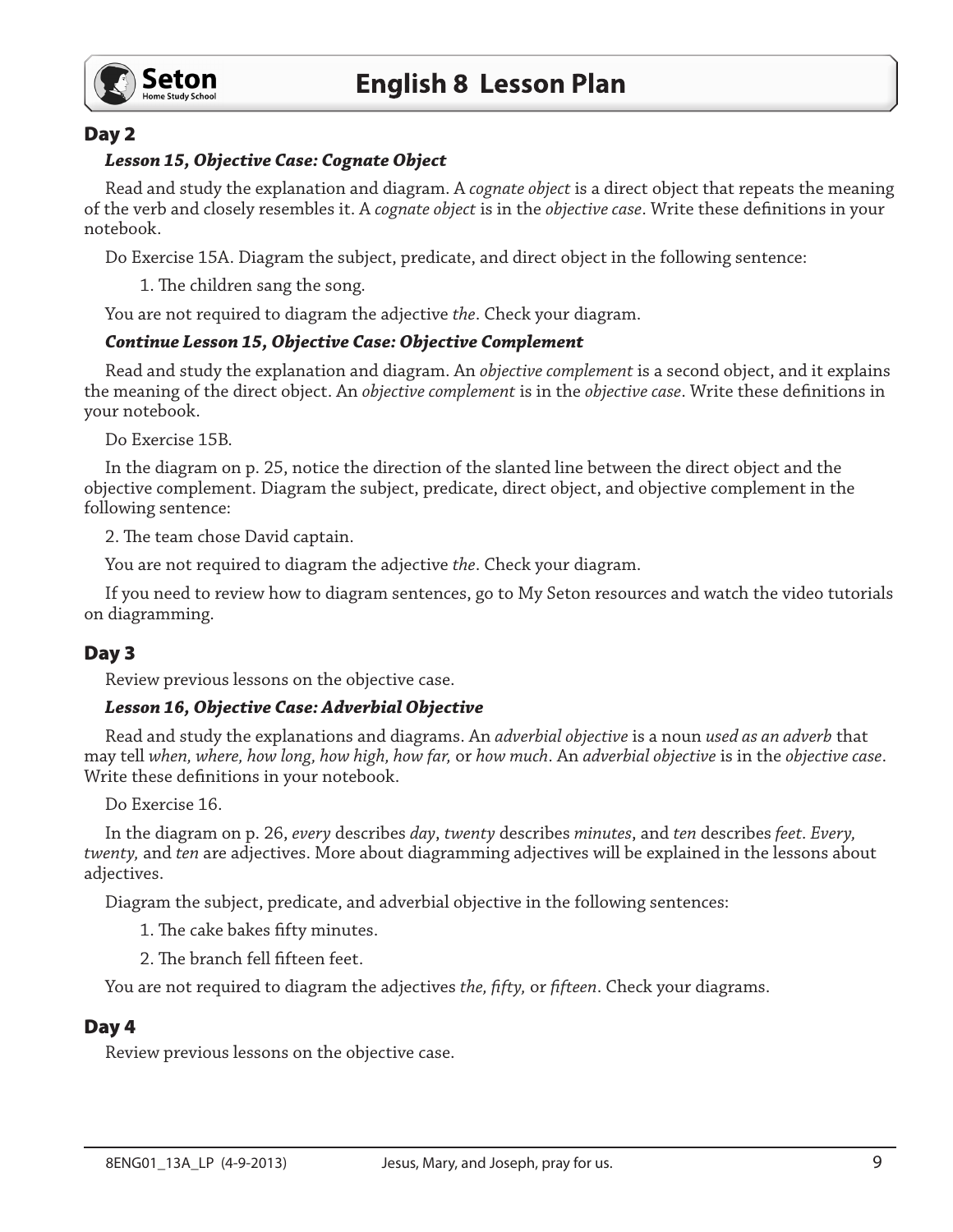## Day 2

### *Lesson 15, Objective Case: Cognate Object*

Read and study the explanation and diagram. A *cognate object* is a direct object that repeats the meaning of the verb and closely resembles it. A *cognate object* is in the *objective case*. Write these definitions in your notebook.

Do Exercise 15A. Diagram the subject, predicate, and direct object in the following sentence:

1. The children sang the song.

You are not required to diagram the adjective *the*. Check your diagram.

### *Continue Lesson 15, Objective Case: Objective Complement*

Read and study the explanation and diagram. An *objective complement* is a second object, and it explains the meaning of the direct object. An *objective complement* is in the *objective case*. Write these definitions in your notebook.

Do Exercise 15B.

In the diagram on p. 25, notice the direction of the slanted line between the direct object and the objective complement. Diagram the subject, predicate, direct object, and objective complement in the following sentence:

2. The team chose David captain.

You are not required to diagram the adjective *the*. Check your diagram.

If you need to review how to diagram sentences, go to My Seton resources and watch the video tutorials on diagramming.

## Day 3

Review previous lessons on the objective case.

### *Lesson 16, Objective Case: Adverbial Objective*

Read and study the explanations and diagrams. An *adverbial objective* is a noun *used as an adverb* that may tell *when, where, how long, how high, how far,* or *how much*. An *adverbial objective* is in the *objective case*. Write these definitions in your notebook.

Do Exercise 16.

In the diagram on p. 26, *every* describes *day*, *twenty* describes *minutes*, and *ten* describes *feet*. *Every, twenty,* and *ten* are adjectives. More about diagramming adjectives will be explained in the lessons about adjectives.

Diagram the subject, predicate, and adverbial objective in the following sentences:

1. The cake bakes fifty minutes.
2. The branch fell fifteen feet.

You are not required to diagram the adjectives *the, fifty,* or *fifteen*. Check your diagrams.

## Day 4

Review previous lessons on the objective case.